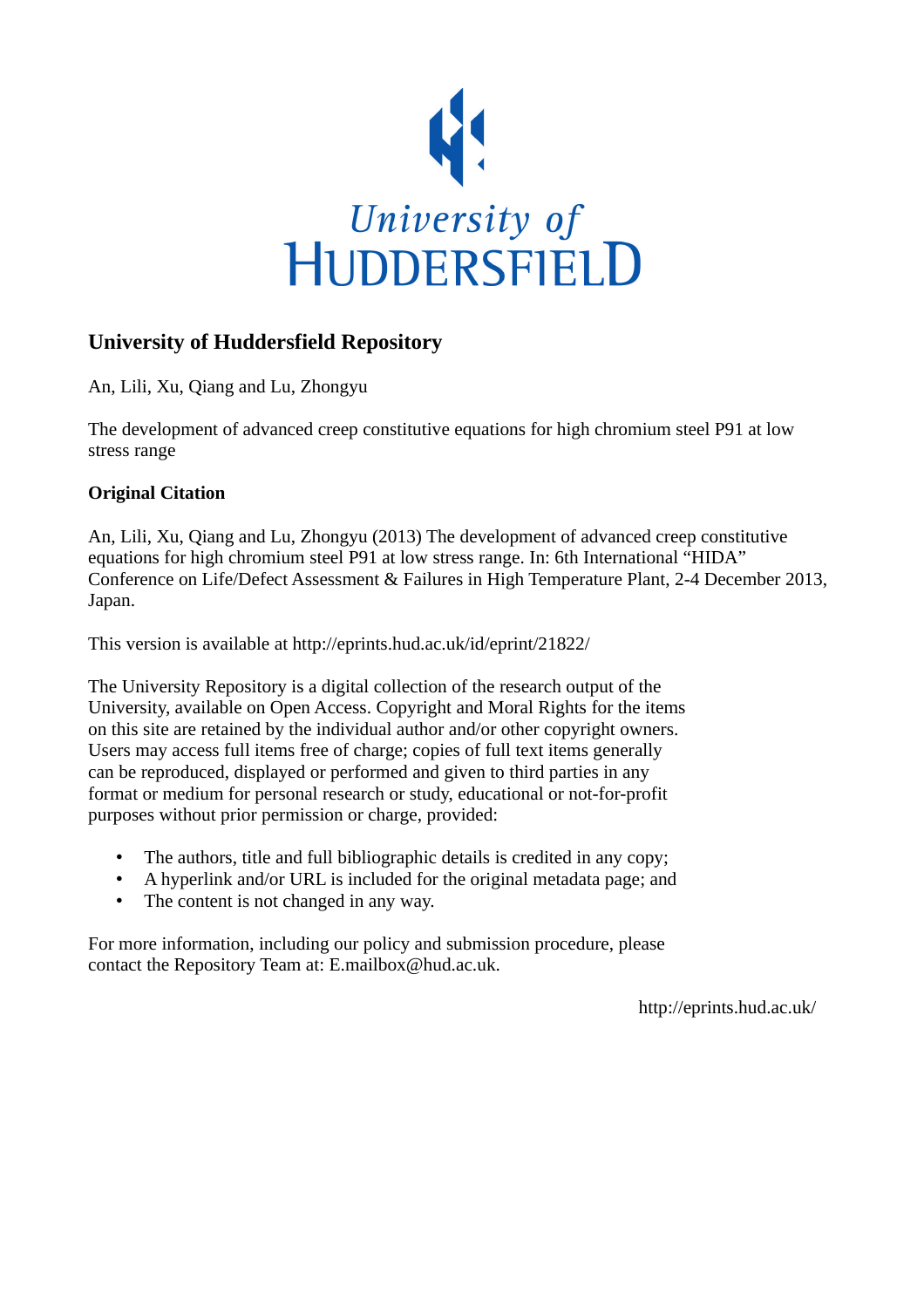# University of Huddersfield Repository

An, Lili, Xu, Qiang and Lu, Zhongyu

The development of advanced creep constitutive equations for high chromium steel P91 at low stress range

## Original Citation

An, Lili, Xu, Qiang and Lu, Zhongyu (2013) The development of advanced creep constitutive equations for high chromium steel P91 at low stress range. In: 6th International "HIDA" Conference on Life/Defect Assessment & Failures in High Temperature Plant, 2-4 December 2013, Japan.

This version is available at http://eprints.hud.ac.uk/id/eprint/21822/

The University Repository is a digital collection of the research output of the University, available on Open Access. Copyright and Moral Rights for the items on this site are retained by the individual author and/or other copyright owners. Users may access full items free of charge; copies of full text items generally can be reproduced, displayed or performed and given to third parties in any format or medium for personal research or study, educational or not-for-profit purposes without prior permission or charge, provided:

- The authors, title and full bibliographic details is credited in any copy;
- A hyperlink and/or URL is included for the original metadata page; and
- The content is not changed in any way.

For more information, including our policy and submission procedure, please contact the Repository Team at: E.mailbox@hud.ac.uk.

http://eprints.hud.ac.uk/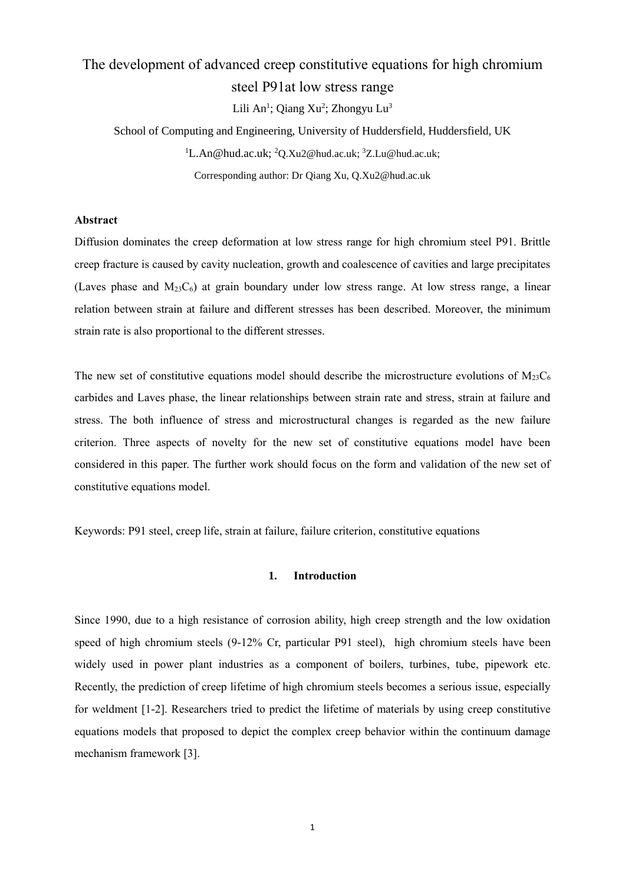# The development of advanced creep constitutive equations for high chromium steel P91at low stress range

Lili An[1]; Qiang Xu[2]; Zhongyu Lu[3]

School of Computing and Engineering, University of Huddersfield, Huddersfield, UK

[1]L.An@hud.ac.uk; [2]Q.Xu2@hud.ac.uk; [3]Z.Lu@hud.ac.uk;

Corresponding author: Dr Qiang Xu, Q.Xu2@hud.ac.uk

**Abstract**

Diffusion dominates the creep deformation at low stress range for high chromium steel P91. Brittle creep fracture is caused by cavity nucleation, growth and coalescence of cavities and large precipitates (Laves phase and $M_{23}C_6$) at grain boundary under low stress range. At low stress range, a linear relation between strain at failure and different stresses has been described. Moreover, the minimum strain rate is also proportional to the different stresses.

The new set of constitutive equations model should describe the microstructure evolutions of $M_{23}C_6$ carbides and Laves phase, the linear relationships between strain rate and stress, strain at failure and stress. The both influence of stress and microstructural changes is regarded as the new failure criterion. Three aspects of novelty for the new set of constitutive equations model have been considered in this paper. The further work should focus on the form and validation of the new set of constitutive equations model.

Keywords: P91 steel, creep life, strain at failure, failure criterion, constitutive equations

## 1. Introduction

Since 1990, due to a high resistance of corrosion ability, high creep strength and the low oxidation speed of high chromium steels (9-12% Cr, particular P91 steel), high chromium steels have been widely used in power plant industries as a component of boilers, turbines, tube, pipework etc. Recently, the prediction of creep lifetime of high chromium steels becomes a serious issue, especially for weldment [1-2]. Researchers tried to predict the lifetime of materials by using creep constitutive equations models that proposed to depict the complex creep behavior within the continuum damage mechanism framework [3].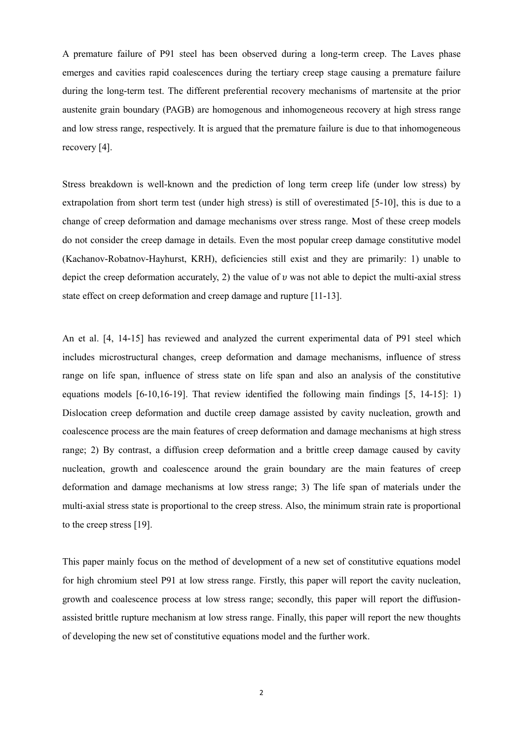A premature failure of P91 steel has been observed during a long-term creep. The Laves phase emerges and cavities rapid coalescences during the tertiary creep stage causing a premature failure during the long-term test. The different preferential recovery mechanisms of martensite at the prior austenite grain boundary (PAGB) are homogenous and inhomogeneous recovery at high stress range and low stress range, respectively. It is argued that the premature failure is due to that inhomogeneous recovery [4].

Stress breakdown is well-known and the prediction of long term creep life (under low stress) by extrapolation from short term test (under high stress) is still of overestimated [5-10], this is due to a change of creep deformation and damage mechanisms over stress range. Most of these creep models do not consider the creep damage in details. Even the most popular creep damage constitutive model (Kachanov-Robatnov-Hayhurst, KRH), deficiencies still exist and they are primarily: 1) unable to depict the creep deformation accurately, 2) the value of $\upsilon$ was not able to depict the multi-axial stress state effect on creep deformation and creep damage and rupture [11-13].

An et al. [4, 14-15] has reviewed and analyzed the current experimental data of P91 steel which includes microstructural changes, creep deformation and damage mechanisms, influence of stress range on life span, influence of stress state on life span and also an analysis of the constitutive equations models [6-10,16-19]. That review identified the following main findings [5, 14-15]: 1) Dislocation creep deformation and ductile creep damage assisted by cavity nucleation, growth and coalescence process are the main features of creep deformation and damage mechanisms at high stress range; 2) By contrast, a diffusion creep deformation and a brittle creep damage caused by cavity nucleation, growth and coalescence around the grain boundary are the main features of creep deformation and damage mechanisms at low stress range; 3) The life span of materials under the multi-axial stress state is proportional to the creep stress. Also, the minimum strain rate is proportional to the creep stress [19].

This paper mainly focus on the method of development of a new set of constitutive equations model for high chromium steel P91 at low stress range. Firstly, this paper will report the cavity nucleation, growth and coalescence process at low stress range; secondly, this paper will report the diffusion-assisted brittle rupture mechanism at low stress range. Finally, this paper will report the new thoughts of developing the new set of constitutive equations model and the further work.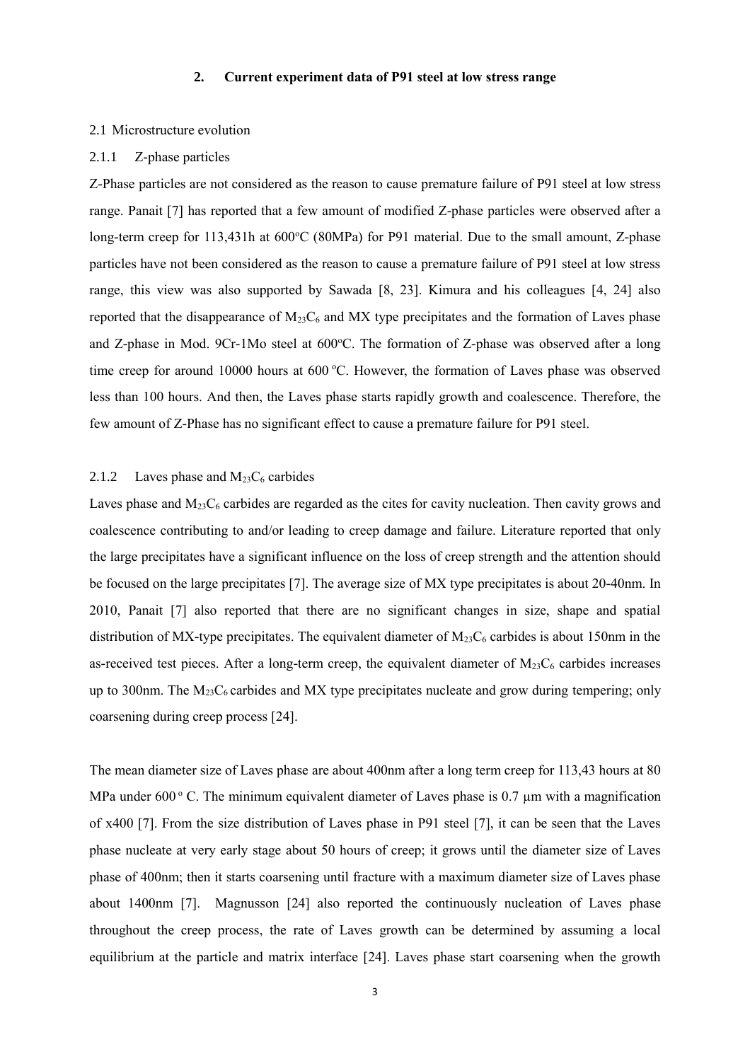## 2. Current experiment data of P91 steel at low stress range

### 2.1 Microstructure evolution

#### 2.1.1 Z-phase particles

Z-Phase particles are not considered as the reason to cause premature failure of P91 steel at low stress range. Panait [7] has reported that a few amount of modified Z-phase particles were observed after a long-term creep for 113,431h at 600°C (80MPa) for P91 material. Due to the small amount, Z-phase particles have not been considered as the reason to cause a premature failure of P91 steel at low stress range, this view was also supported by Sawada [8, 23]. Kimura and his colleagues [4, 24] also reported that the disappearance of $M_{23}C_6$ and MX type precipitates and the formation of Laves phase and Z-phase in Mod. 9Cr-1Mo steel at 600°C. The formation of Z-phase was observed after a long time creep for around 10000 hours at 600 °C. However, the formation of Laves phase was observed less than 100 hours. And then, the Laves phase starts rapidly growth and coalescence. Therefore, the few amount of Z-Phase has no significant effect to cause a premature failure for P91 steel.

#### 2.1.2 Laves phase and $M_{23}C_6$ carbides

Laves phase and $M_{23}C_6$ carbides are regarded as the cites for cavity nucleation. Then cavity grows and coalescence contributing to and/or leading to creep damage and failure. Literature reported that only the large precipitates have a significant influence on the loss of creep strength and the attention should be focused on the large precipitates [7]. The average size of MX type precipitates is about 20-40nm. In 2010, Panait [7] also reported that there are no significant changes in size, shape and spatial distribution of MX-type precipitates. The equivalent diameter of $M_{23}C_6$ carbides is about 150nm in the as-received test pieces. After a long-term creep, the equivalent diameter of $M_{23}C_6$ carbides increases up to 300nm. The $M_{23}C_6$ carbides and MX type precipitates nucleate and grow during tempering; only coarsening during creep process [24].

The mean diameter size of Laves phase are about 400nm after a long term creep for 113,43 hours at 80 MPa under 600 ° C. The minimum equivalent diameter of Laves phase is 0.7 μm with a magnification of x400 [7]. From the size distribution of Laves phase in P91 steel [7], it can be seen that the Laves phase nucleate at very early stage about 50 hours of creep; it grows until the diameter size of Laves phase of 400nm; then it starts coarsening until fracture with a maximum diameter size of Laves phase about 1400nm [7]. Magnusson [24] also reported the continuously nucleation of Laves phase throughout the creep process, the rate of Laves growth can be determined by assuming a local equilibrium at the particle and matrix interface [24]. Laves phase start coarsening when the growth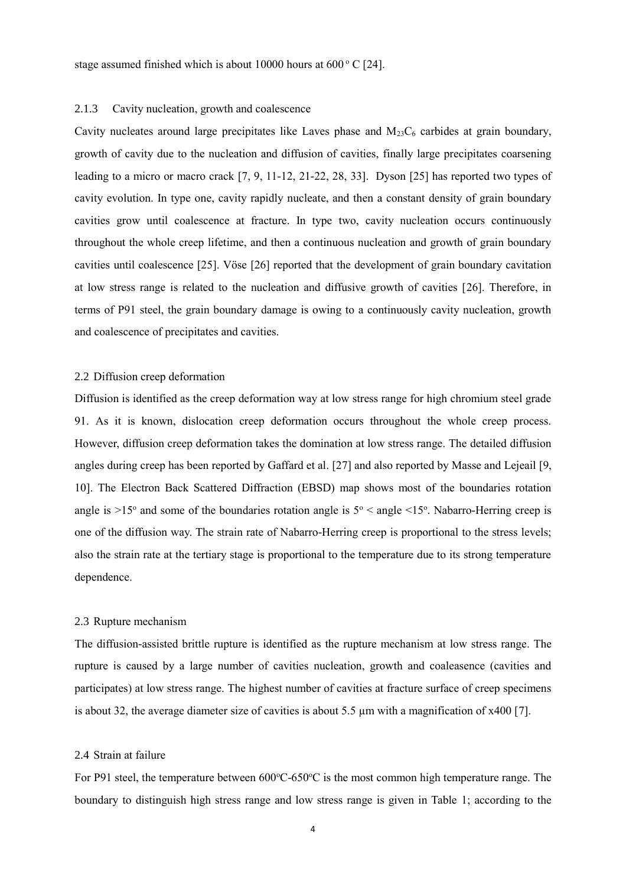stage assumed finished which is about 10000 hours at 600 $^{o}$ C [24].

### 2.1.3 Cavity nucleation, growth and coalescence

Cavity nucleates around large precipitates like Laves phase and $M_{23}C_6$ carbides at grain boundary, growth of cavity due to the nucleation and diffusion of cavities, finally large precipitates coarsening leading to a micro or macro crack [7, 9, 11-12, 21-22, 28, 33]. Dyson [25] has reported two types of cavity evolution. In type one, cavity rapidly nucleate, and then a constant density of grain boundary cavities grow until coalescence at fracture. In type two, cavity nucleation occurs continuously throughout the whole creep lifetime, and then a continuous nucleation and growth of grain boundary cavities until coalescence [25]. Vöse [26] reported that the development of grain boundary cavitation at low stress range is related to the nucleation and diffusive growth of cavities [26]. Therefore, in terms of P91 steel, the grain boundary damage is owing to a continuously cavity nucleation, growth and coalescence of precipitates and cavities.

## 2.2 Diffusion creep deformation

Diffusion is identified as the creep deformation way at low stress range for high chromium steel grade 91. As it is known, dislocation creep deformation occurs throughout the whole creep process. However, diffusion creep deformation takes the domination at low stress range. The detailed diffusion angles during creep has been reported by Gaffard et al. [27] and also reported by Masse and Lejeail [9, 10]. The Electron Back Scattered Diffraction (EBSD) map shows most of the boundaries rotation angle is >15$^{o}$ and some of the boundaries rotation angle is 5$^{o}$ < angle <15$^{o}$. Nabarro-Herring creep is one of the diffusion way. The strain rate of Nabarro-Herring creep is proportional to the stress levels; also the strain rate at the tertiary stage is proportional to the temperature due to its strong temperature dependence.

## 2.3 Rupture mechanism

The diffusion-assisted brittle rupture is identified as the rupture mechanism at low stress range. The rupture is caused by a large number of cavities nucleation, growth and coaleasence (cavities and participates) at low stress range. The highest number of cavities at fracture surface of creep specimens is about 32, the average diameter size of cavities is about 5.5 μm with a magnification of x400 [7].

## 2.4 Strain at failure

For P91 steel, the temperature between 600$^{o}$C-650$^{o}$C is the most common high temperature range. The boundary to distinguish high stress range and low stress range is given in Table 1; according to the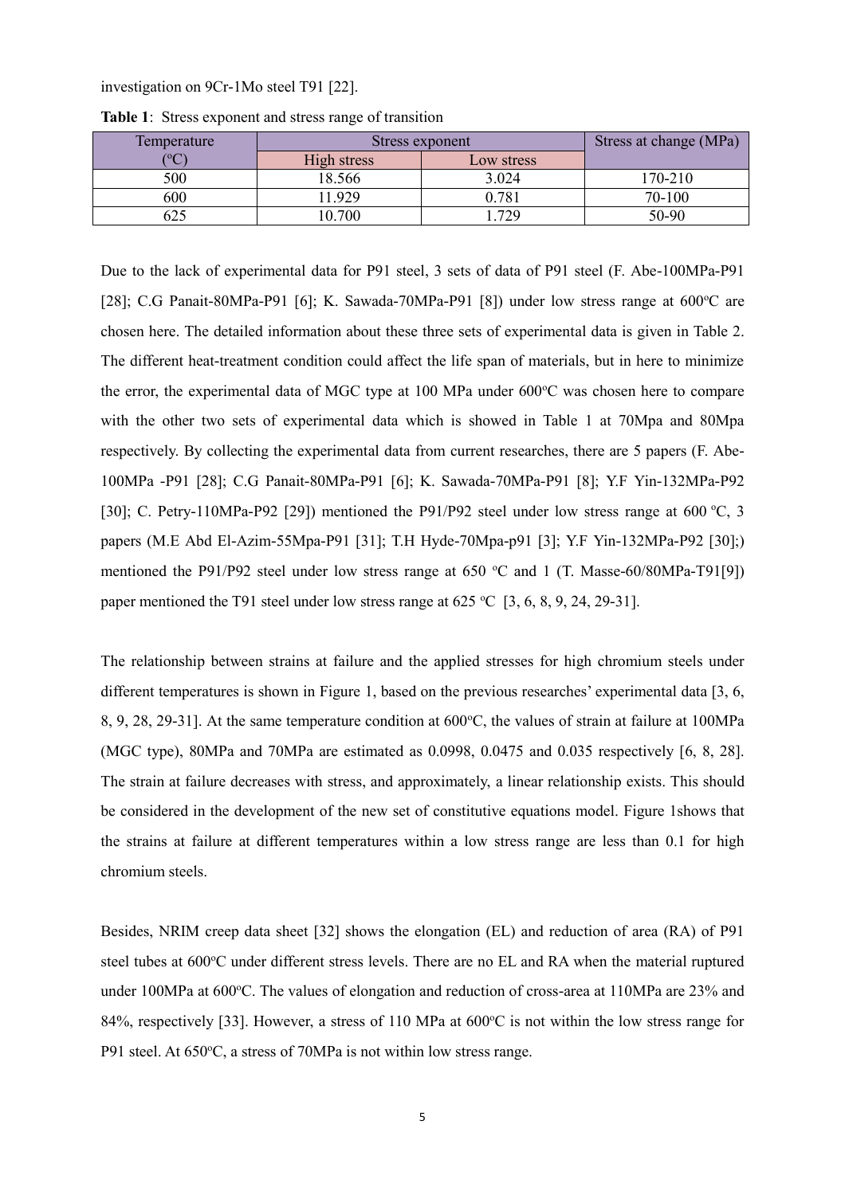investigation on 9Cr-1Mo steel T91 [22].

**Table 1**: Stress exponent and stress range of transition

| Temperature (°C) | Stress exponent | | Stress at change (MPa) |
|---|---|---|---|
| | High stress | Low stress | |
| 500 | 18.566 | 3.024 | 170-210 |
| 600 | 11.929 | 0.781 | 70-100 |
| 625 | 10.700 | 1.729 | 50-90 |

Due to the lack of experimental data for P91 steel, 3 sets of data of P91 steel (F. Abe-100MPa-P91 [28]; C.G Panait-80MPa-P91 [6]; K. Sawada-70MPa-P91 [8]) under low stress range at 600°C are chosen here. The detailed information about these three sets of experimental data is given in Table 2. The different heat-treatment condition could affect the life span of materials, but in here to minimize the error, the experimental data of MGC type at 100 MPa under 600°C was chosen here to compare with the other two sets of experimental data which is showed in Table 1 at 70Mpa and 80Mpa respectively. By collecting the experimental data from current researches, there are 5 papers (F. Abe-100MPa -P91 [28]; C.G Panait-80MPa-P91 [6]; K. Sawada-70MPa-P91 [8]; Y.F Yin-132MPa-P92 [30]; C. Petry-110MPa-P92 [29]) mentioned the P91/P92 steel under low stress range at 600 °C, 3 papers (M.E Abd El-Azim-55Mpa-P91 [31]; T.H Hyde-70Mpa-p91 [3]; Y.F Yin-132MPa-P92 [30];) mentioned the P91/P92 steel under low stress range at 650 °C and 1 (T. Masse-60/80MPa-T91[9]) paper mentioned the T91 steel under low stress range at 625 °C [3, 6, 8, 9, 24, 29-31].

The relationship between strains at failure and the applied stresses for high chromium steels under different temperatures is shown in Figure 1, based on the previous researches' experimental data [3, 6, 8, 9, 28, 29-31]. At the same temperature condition at 600°C, the values of strain at failure at 100MPa (MGC type), 80MPa and 70MPa are estimated as 0.0998, 0.0475 and 0.035 respectively [6, 8, 28]. The strain at failure decreases with stress, and approximately, a linear relationship exists. This should be considered in the development of the new set of constitutive equations model. Figure 1shows that the strains at failure at different temperatures within a low stress range are less than 0.1 for high chromium steels.

Besides, NRIM creep data sheet [32] shows the elongation (EL) and reduction of area (RA) of P91 steel tubes at 600°C under different stress levels. There are no EL and RA when the material ruptured under 100MPa at 600°C. The values of elongation and reduction of cross-area at 110MPa are 23% and 84%, respectively [33]. However, a stress of 110 MPa at 600°C is not within the low stress range for P91 steel. At 650°C, a stress of 70MPa is not within low stress range.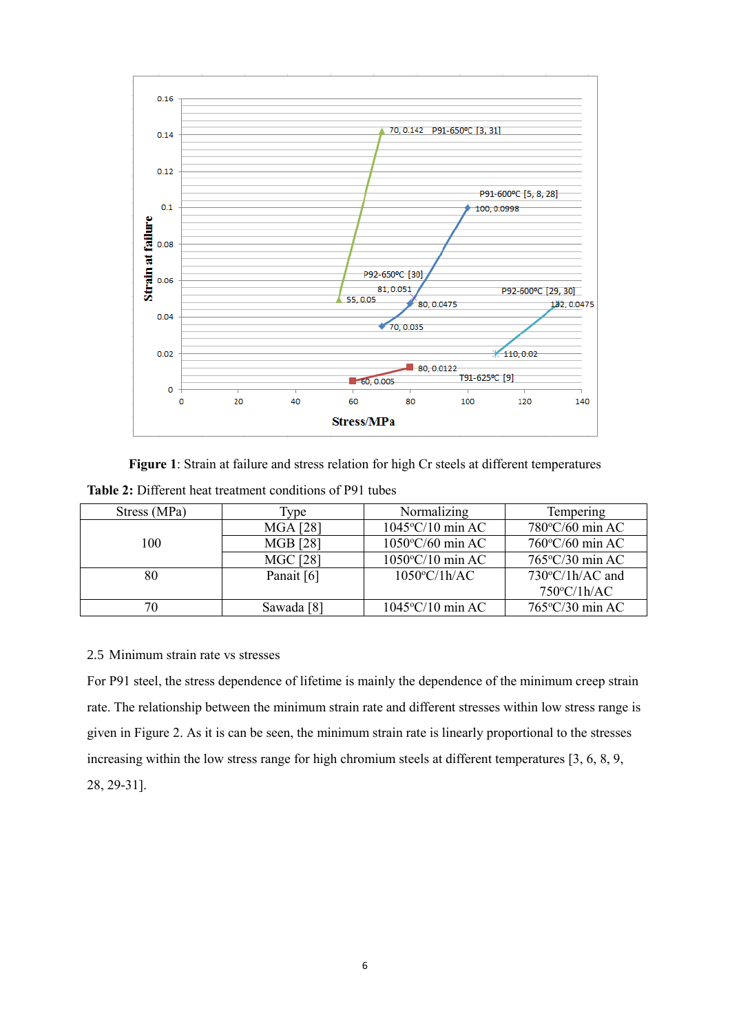**Figure 1**: Strain at failure and stress relation for high Cr steels at different temperatures

**Table 2:** Different heat treatment conditions of P91 tubes

| Stress (MPa) | Type | Normalizing | Tempering |
|---|---|---|---|
| 100 | MGA [28] | 1045°C/10 min AC | 780°C/60 min AC |
| | MGB [28] | 1050°C/60 min AC | 760°C/60 min AC |
| | MGC [28] | 1050°C/10 min AC | 765°C/30 min AC |
| 80 | Panait [6] | 1050°C/1h/AC | 730°C/1h/AC and 750°C/1h/AC |
| 70 | Sawada [8] | 1045°C/10 min AC | 765°C/30 min AC |

2.5 Minimum strain rate vs stresses

For P91 steel, the stress dependence of lifetime is mainly the dependence of the minimum creep strain rate. The relationship between the minimum strain rate and different stresses within low stress range is given in Figure 2. As it is can be seen, the minimum strain rate is linearly proportional to the stresses increasing within the low stress range for high chromium steels at different temperatures [3, 6, 8, 9, 28, 29-31].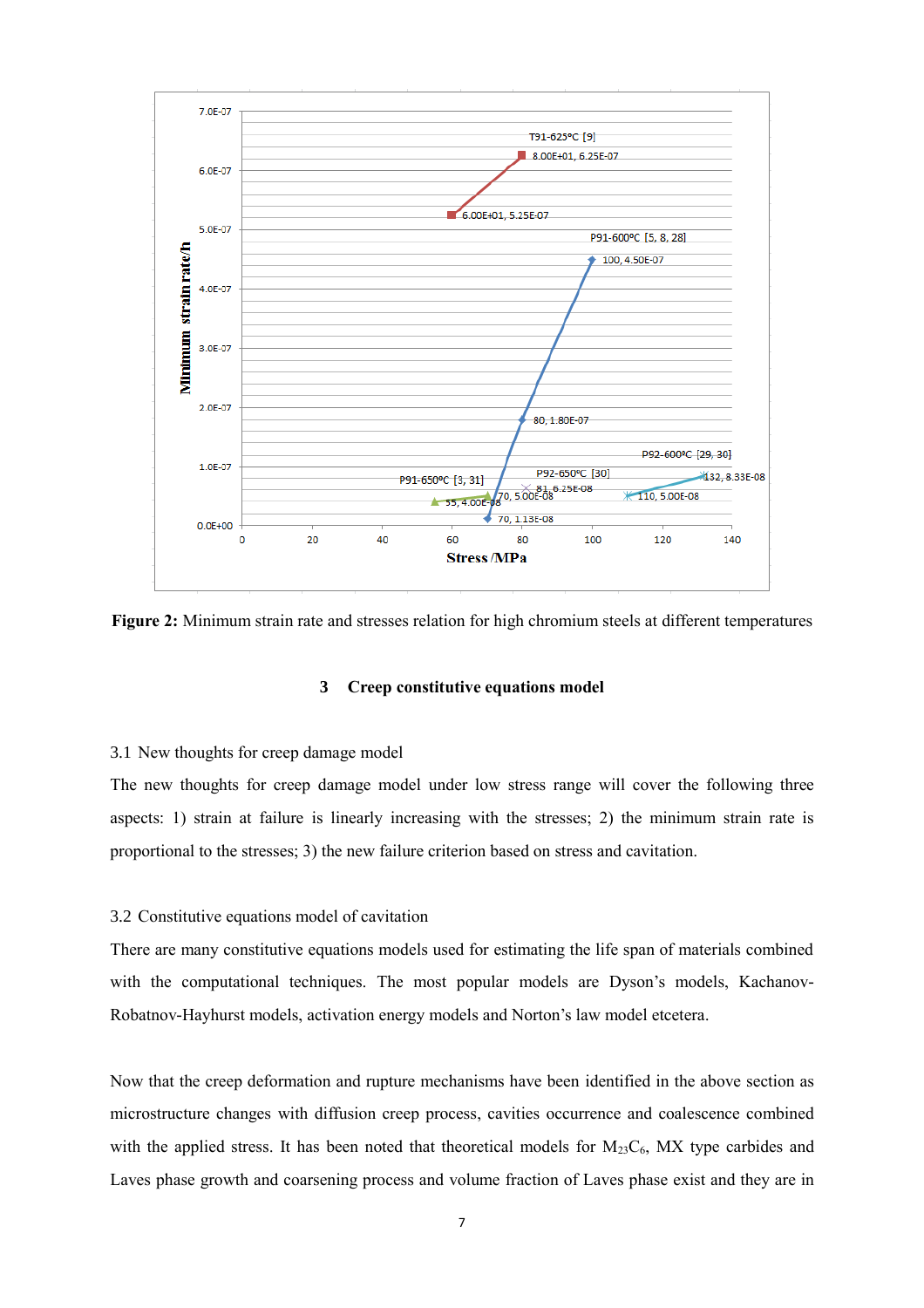**Figure 2:** Minimum strain rate and stresses relation for high chromium steels at different temperatures

## 3 Creep constitutive equations model

### 3.1 New thoughts for creep damage model

The new thoughts for creep damage model under low stress range will cover the following three aspects: 1) strain at failure is linearly increasing with the stresses; 2) the minimum strain rate is proportional to the stresses; 3) the new failure criterion based on stress and cavitation.

### 3.2 Constitutive equations model of cavitation

There are many constitutive equations models used for estimating the life span of materials combined with the computational techniques. The most popular models are Dyson's models, Kachanov-Robatnov-Hayhurst models, activation energy models and Norton's law model etcetera.

Now that the creep deformation and rupture mechanisms have been identified in the above section as microstructure changes with diffusion creep process, cavities occurrence and coalescence combined with the applied stress. It has been noted that theoretical models for $M_{23}C_6$, MX type carbides and Laves phase growth and coarsening process and volume fraction of Laves phase exist and they are in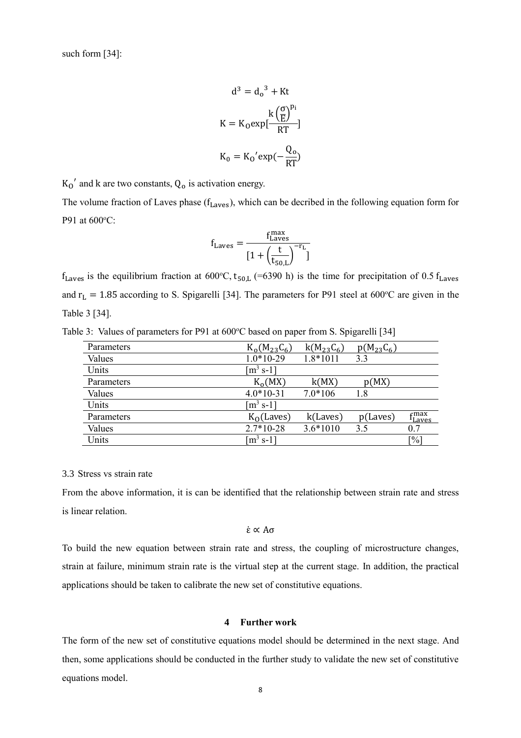such form [34]:

$$d^3 = d_o{}^3 + Kt$$

$$K = K_O \exp[\frac{k\left(\frac{\sigma}{E}\right)^{p_i}}{RT}]$$

$$K_0 = K_O{}' \exp(-\frac{Q_o}{RT})$$

$K_O{}'$ and k are two constants, $Q_o$ is activation energy.

The volume fraction of Laves phase ($f_{Laves}$), which can be decribed in the following equation form for P91 at 600°C:

$$f_{Laves} = \frac{f_{Laves}^{max}}{[1 + \left(\frac{t}{t_{50,L}}\right)^{-r_L}]}$$

$f_{Laves}$ is the equilibrium fraction at 600°C, $t_{50,L}$ (=6390 h) is the time for precipitation of 0.5 $f_{Laves}$ and $r_L = 1.85$ according to S. Spigarelli [34]. The parameters for P91 steel at 600°C are given in the Table 3 [34].

Table 3: Values of parameters for P91 at 600°C based on paper from S. Spigarelli [34]

| Parameters | $K_o(M_{23}C_6)$ | $k(M_{23}C_6)$ | $p(M_{23}C_6)$ | |
|---|---|---|---|---|
| Values | 1.0*10-29 | 1.8*1011 | 3.3 | |
| Units | [$m^3$ s-1] | | | |
| Parameters | $K_o(MX)$ | $k(MX)$ | $p(MX)$ | |
| Values | 4.0*10-31 | 7.0*106 | 1.8 | |
| Units | [$m^3$ s-1] | | | |
| Parameters | $K_O(Laves)$ | $k(Laves)$ | $p(Laves)$ | $f_{Laves}^{max}$ |
| Values | 2.7*10-28 | 3.6*1010 | 3.5 | 0.7 |
| Units | [$m^3$ s-1] | | | [%] |

3.3 Stress vs strain rate

From the above information, it is can be identified that the relationship between strain rate and stress is linear relation.

$$\dot{\varepsilon} \propto A\sigma$$

To build the new equation between strain rate and stress, the coupling of microstructure changes, strain at failure, minimum strain rate is the virtual step at the current stage. In addition, the practical applications should be taken to calibrate the new set of constitutive equations.

# 4 Further work

The form of the new set of constitutive equations model should be determined in the next stage. And then, some applications should be conducted in the further study to validate the new set of constitutive equations model.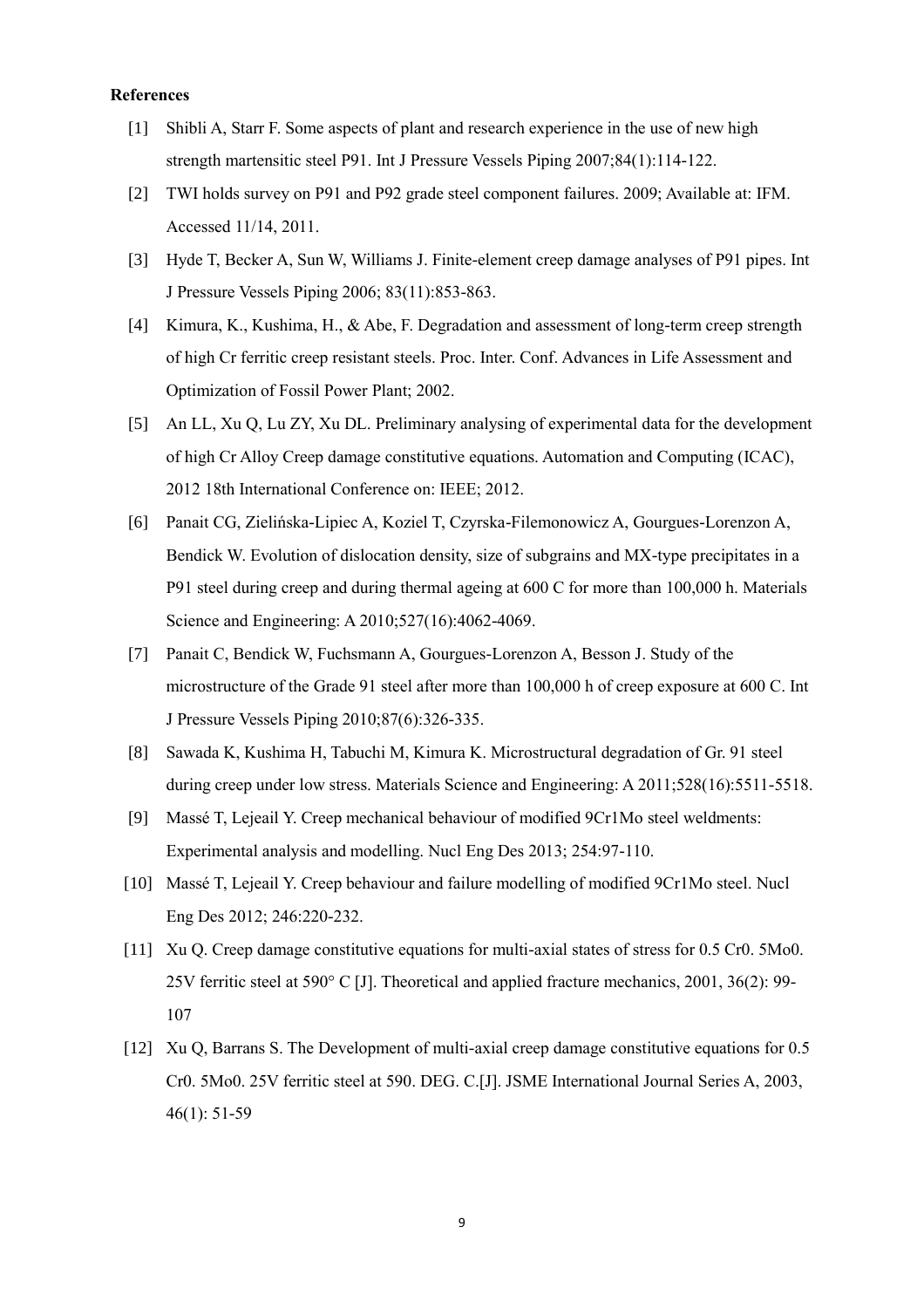**References**

[1] Shibli A, Starr F. Some aspects of plant and research experience in the use of new high strength martensitic steel P91. Int J Pressure Vessels Piping 2007;84(1):114-122.

[2] TWI holds survey on P91 and P92 grade steel component failures. 2009; Available at: IFM. Accessed 11/14, 2011.

[3] Hyde T, Becker A, Sun W, Williams J. Finite-element creep damage analyses of P91 pipes. Int J Pressure Vessels Piping 2006; 83(11):853-863.

[4] Kimura, K., Kushima, H., & Abe, F. Degradation and assessment of long-term creep strength of high Cr ferritic creep resistant steels. Proc. Inter. Conf. Advances in Life Assessment and Optimization of Fossil Power Plant; 2002.

[5] An LL, Xu Q, Lu ZY, Xu DL. Preliminary analysing of experimental data for the development of high Cr Alloy Creep damage constitutive equations. Automation and Computing (ICAC), 2012 18th International Conference on: IEEE; 2012.

[6] Panait CG, Zielińska-Lipiec A, Koziel T, Czyrska-Filemonowicz A, Gourgues-Lorenzon A, Bendick W. Evolution of dislocation density, size of subgrains and MX-type precipitates in a P91 steel during creep and during thermal ageing at 600 C for more than 100,000 h. Materials Science and Engineering: A 2010;527(16):4062-4069.

[7] Panait C, Bendick W, Fuchsmann A, Gourgues-Lorenzon A, Besson J. Study of the microstructure of the Grade 91 steel after more than 100,000 h of creep exposure at 600 C. Int J Pressure Vessels Piping 2010;87(6):326-335.

[8] Sawada K, Kushima H, Tabuchi M, Kimura K. Microstructural degradation of Gr. 91 steel during creep under low stress. Materials Science and Engineering: A 2011;528(16):5511-5518.

[9] Massé T, Lejeail Y. Creep mechanical behaviour of modified 9Cr1Mo steel weldments: Experimental analysis and modelling. Nucl Eng Des 2013; 254:97-110.

[10] Massé T, Lejeail Y. Creep behaviour and failure modelling of modified 9Cr1Mo steel. Nucl Eng Des 2012; 246:220-232.

[11] Xu Q. Creep damage constitutive equations for multi-axial states of stress for 0.5 Cr0. 5Mo0. 25V ferritic steel at 590° C [J]. Theoretical and applied fracture mechanics, 2001, 36(2): 99-107

[12] Xu Q, Barrans S. The Development of multi-axial creep damage constitutive equations for 0.5 Cr0. 5Mo0. 25V ferritic steel at 590. DEG. C.[J]. JSME International Journal Series A, 2003, 46(1): 51-59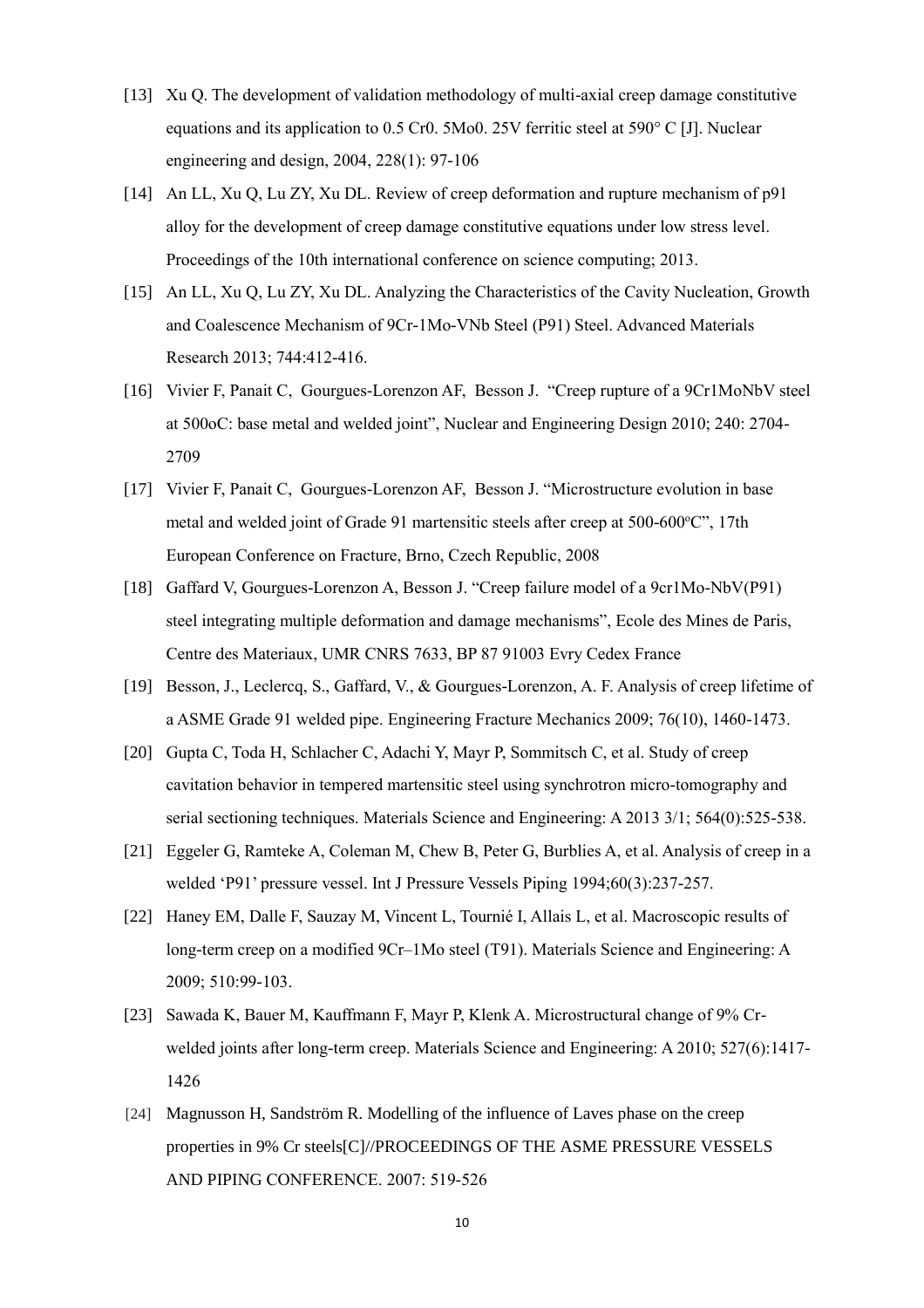[13] Xu Q. The development of validation methodology of multi-axial creep damage constitutive equations and its application to 0.5 Cr0. 5Mo0. 25V ferritic steel at 590° C [J]. Nuclear engineering and design, 2004, 228(1): 97-106

[14] An LL, Xu Q, Lu ZY, Xu DL. Review of creep deformation and rupture mechanism of p91 alloy for the development of creep damage constitutive equations under low stress level. Proceedings of the 10th international conference on science computing; 2013.

[15] An LL, Xu Q, Lu ZY, Xu DL. Analyzing the Characteristics of the Cavity Nucleation, Growth and Coalescence Mechanism of 9Cr-1Mo-VNb Steel (P91) Steel. Advanced Materials Research 2013; 744:412-416.

[16] Vivier F, Panait C, Gourgues-Lorenzon AF, Besson J. "Creep rupture of a 9Cr1MoNbV steel at 500oC: base metal and welded joint", Nuclear and Engineering Design 2010; 240: 2704-2709

[17] Vivier F, Panait C, Gourgues-Lorenzon AF, Besson J. "Microstructure evolution in base metal and welded joint of Grade 91 martensitic steels after creep at 500-600°C", 17th European Conference on Fracture, Brno, Czech Republic, 2008

[18] Gaffard V, Gourgues-Lorenzon A, Besson J. "Creep failure model of a 9cr1Mo-NbV(P91) steel integrating multiple deformation and damage mechanisms", Ecole des Mines de Paris, Centre des Materiaux, UMR CNRS 7633, BP 87 91003 Evry Cedex France

[19] Besson, J., Leclercq, S., Gaffard, V., & Gourgues-Lorenzon, A. F. Analysis of creep lifetime of a ASME Grade 91 welded pipe. Engineering Fracture Mechanics 2009; 76(10), 1460-1473.

[20] Gupta C, Toda H, Schlacher C, Adachi Y, Mayr P, Sommitsch C, et al. Study of creep cavitation behavior in tempered martensitic steel using synchrotron micro-tomography and serial sectioning techniques. Materials Science and Engineering: A 2013 3/1; 564(0):525-538.

[21] Eggeler G, Ramteke A, Coleman M, Chew B, Peter G, Burblies A, et al. Analysis of creep in a welded 'P91' pressure vessel. Int J Pressure Vessels Piping 1994;60(3):237-257.

[22] Haney EM, Dalle F, Sauzay M, Vincent L, Tournié I, Allais L, et al. Macroscopic results of long-term creep on a modified 9Cr–1Mo steel (T91). Materials Science and Engineering: A 2009; 510:99-103.

[23] Sawada K, Bauer M, Kauffmann F, Mayr P, Klenk A. Microstructural change of 9% Cr-welded joints after long-term creep. Materials Science and Engineering: A 2010; 527(6):1417-1426

[24] Magnusson H, Sandström R. Modelling of the influence of Laves phase on the creep properties in 9% Cr steels[C]//PROCEEDINGS OF THE ASME PRESSURE VESSELS AND PIPING CONFERENCE. 2007: 519-526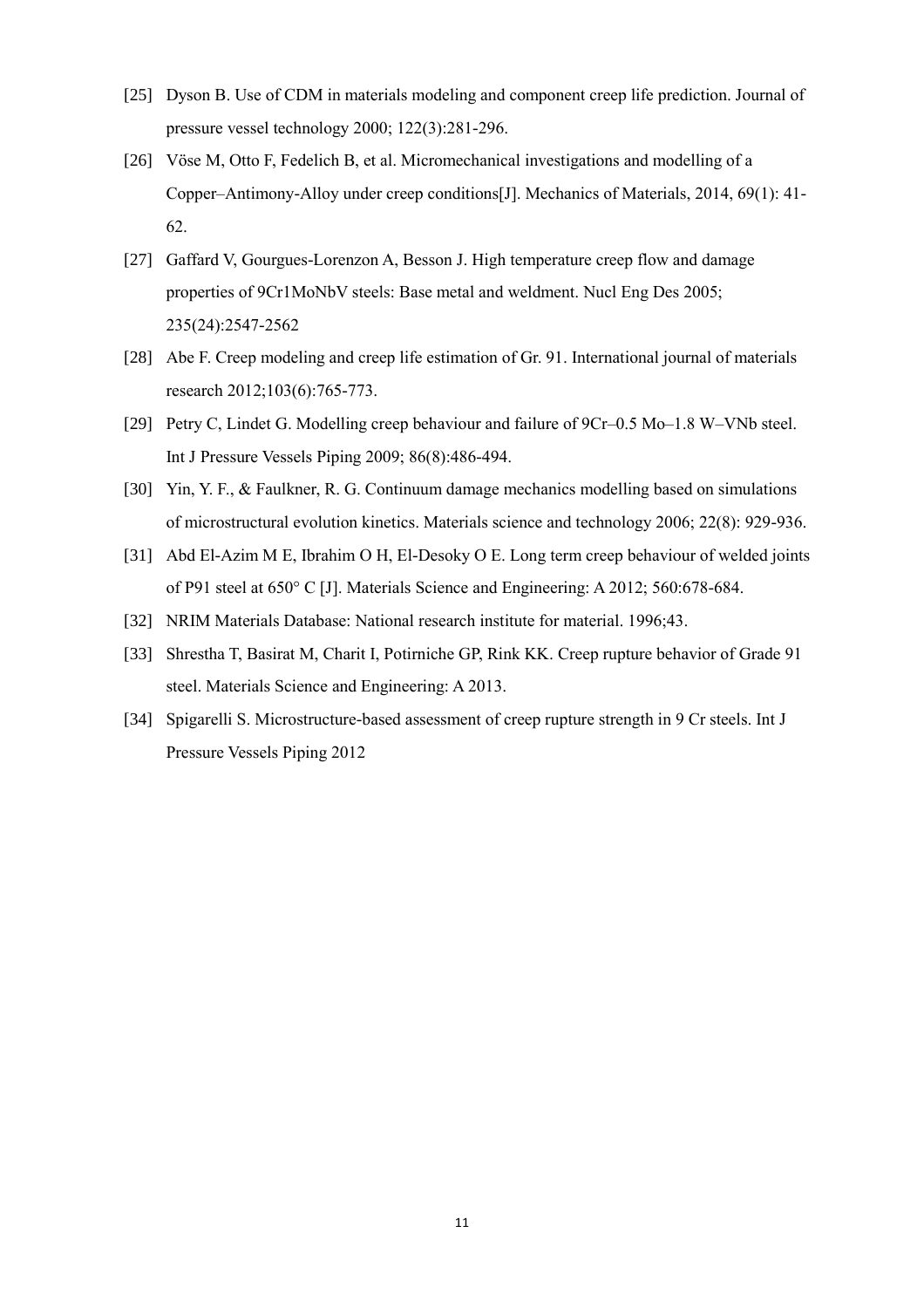[25] Dyson B. Use of CDM in materials modeling and component creep life prediction. Journal of pressure vessel technology 2000; 122(3):281-296.

[26] Vöse M, Otto F, Fedelich B, et al. Micromechanical investigations and modelling of a Copper–Antimony-Alloy under creep conditions[J]. Mechanics of Materials, 2014, 69(1): 41-62.

[27] Gaffard V, Gourgues-Lorenzon A, Besson J. High temperature creep flow and damage properties of 9Cr1MoNbV steels: Base metal and weldment. Nucl Eng Des 2005; 235(24):2547-2562

[28] Abe F. Creep modeling and creep life estimation of Gr. 91. International journal of materials research 2012;103(6):765-773.

[29] Petry C, Lindet G. Modelling creep behaviour and failure of 9Cr–0.5 Mo–1.8 W–VNb steel. Int J Pressure Vessels Piping 2009; 86(8):486-494.

[30] Yin, Y. F., & Faulkner, R. G. Continuum damage mechanics modelling based on simulations of microstructural evolution kinetics. Materials science and technology 2006; 22(8): 929-936.

[31] Abd El-Azim M E, Ibrahim O H, El-Desoky O E. Long term creep behaviour of welded joints of P91 steel at 650° C [J]. Materials Science and Engineering: A 2012; 560:678-684.

[32] NRIM Materials Database: National research institute for material. 1996;43.

[33] Shrestha T, Basirat M, Charit I, Potirniche GP, Rink KK. Creep rupture behavior of Grade 91 steel. Materials Science and Engineering: A 2013.

[34] Spigarelli S. Microstructure-based assessment of creep rupture strength in 9 Cr steels. Int J Pressure Vessels Piping 2012